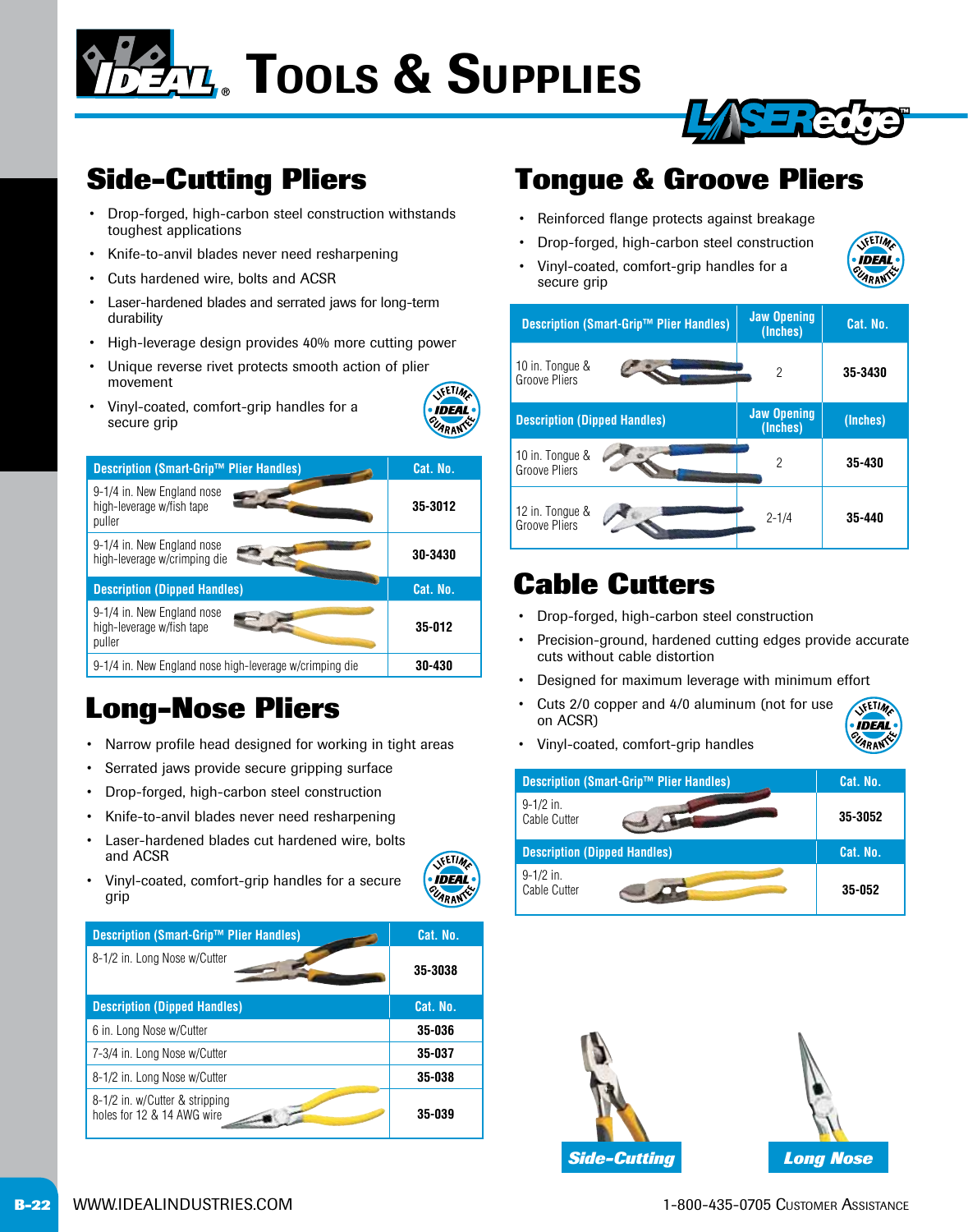# IDEAL Tools & Supplies

LASERedge™

## Side-Cutting Pliers

- Drop-forged, high-carbon steel construction withstands toughest applications
- Knife-to-anvil blades never need resharpening
- Cuts hardened wire, bolts and ACSR
- Laser-hardened blades and serrated jaws for long-term durability
- High-leverage design provides 40% more cutting power
- Unique reverse rivet protects smooth action of plier movement
- Vinyl-coated, comfort-grip handles for a secure grip

LIFETIME IDEAL GUARANTEE

| Description (Smart-Grip™ Plier Handles) | Cat. No. |
|---|---|
| 9-1/4 in. New England nose high-leverage w/fish tape puller | 35-3012 |
| 9-1/4 in. New England nose high-leverage w/crimping die | 30-3430 |
| **Description (Dipped Handles)** | **Cat. No.** |
| 9-1/4 in. New England nose high-leverage w/fish tape puller | 35-012 |
| 9-1/4 in. New England nose high-leverage w/crimping die | 30-430 |

## Long-Nose Pliers

- Narrow profile head designed for working in tight areas
- Serrated jaws provide secure gripping surface
- Drop-forged, high-carbon steel construction
- Knife-to-anvil blades never need resharpening
- Laser-hardened blades cut hardened wire, bolts and ACSR
- Vinyl-coated, comfort-grip handles for a secure grip

LIFETIME IDEAL GUARANTEE

| Description (Smart-Grip™ Plier Handles) | Cat. No. |
|---|---|
| 8-1/2 in. Long Nose w/Cutter | 35-3038 |
| **Description (Dipped Handles)** | **Cat. No.** |
| 6 in. Long Nose w/Cutter | 35-036 |
| 7-3/4 in. Long Nose w/Cutter | 35-037 |
| 8-1/2 in. Long Nose w/Cutter | 35-038 |
| 8-1/2 in. w/Cutter & stripping holes for 12 & 14 AWG wire | 35-039 |

## Tongue & Groove Pliers

- Reinforced flange protects against breakage
- Drop-forged, high-carbon steel construction
- Vinyl-coated, comfort-grip handles for a secure grip

LIFETIME IDEAL GUARANTEE

| Description (Smart-Grip™ Plier Handles) | Jaw Opening (Inches) | Cat. No. |
|---|---|---|
| 10 in. Tongue & Groove Pliers | 2 | 35-3430 |
| **Description (Dipped Handles)** | **Jaw Opening (Inches)** | **(Inches)** |
| 10 in. Tongue & Groove Pliers | 2 | 35-430 |
| 12 in. Tongue & Groove Pliers | 2-1/4 | 35-440 |

## Cable Cutters

- Drop-forged, high-carbon steel construction
- Precision-ground, hardened cutting edges provide accurate cuts without cable distortion
- Designed for maximum leverage with minimum effort
- Cuts 2/0 copper and 4/0 aluminum (not for use on ACSR)
- Vinyl-coated, comfort-grip handles

LIFETIME IDEAL GUARANTEE

| Description (Smart-Grip™ Plier Handles) | Cat. No. |
|---|---|
| 9-1/2 in. Cable Cutter | 35-3052 |
| **Description (Dipped Handles)** | **Cat. No.** |
| 9-1/2 in. Cable Cutter | 35-052 |

Side-Cutting

Long Nose

WWW.IDEALINDUSTRIES.COM

1-800-435-0705 Customer Assistance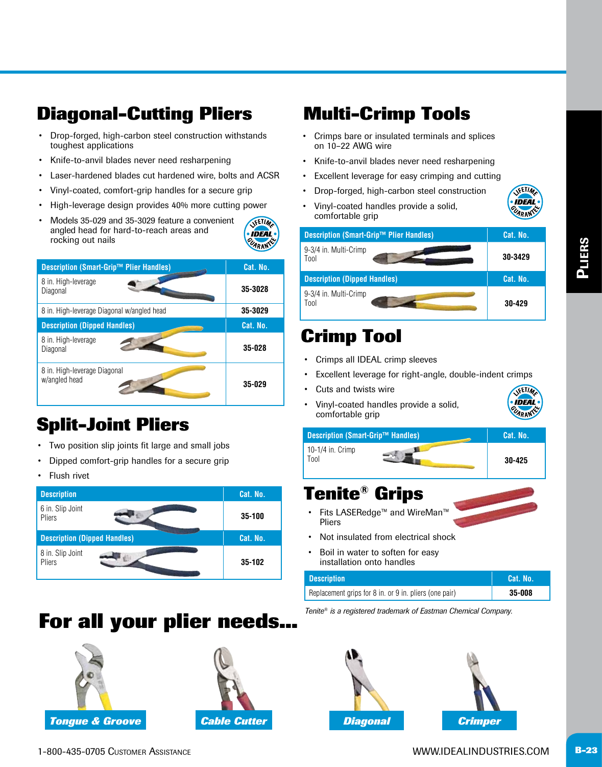# Diagonal-Cutting Pliers

- Drop-forged, high-carbon steel construction withstands toughest applications
- Knife-to-anvil blades never need resharpening
- Laser-hardened blades cut hardened wire, bolts and ACSR
- Vinyl-coated, comfort-grip handles for a secure grip
- High-leverage design provides 40% more cutting power
- Models 35-029 and 35-3029 feature a convenient angled head for hard-to-reach areas and rocking out nails

| Description (Smart-Grip™ Plier Handles) | Cat. No. |
|---|---|
| 8 in. High-leverage Diagonal | 35-3028 |
| 8 in. High-leverage Diagonal w/angled head | 35-3029 |
| **Description (Dipped Handles)** | **Cat. No.** |
| 8 in. High-leverage Diagonal | 35-028 |
| 8 in. High-leverage Diagonal w/angled head | 35-029 |

# Split-Joint Pliers

- Two position slip joints fit large and small jobs
- Dipped comfort-grip handles for a secure grip
- Flush rivet

| Description | Cat. No. |
|---|---|
| 6 in. Slip Joint Pliers | 35-100 |
| **Description (Dipped Handles)** | **Cat. No.** |
| 8 in. Slip Joint Pliers | 35-102 |

# Multi-Crimp Tools

- Crimps bare or insulated terminals and splices on 10–22 AWG wire
- Knife-to-anvil blades never need resharpening
- Excellent leverage for easy crimping and cutting
- Drop-forged, high-carbon steel construction
- Vinyl-coated handles provide a solid, comfortable grip

| Description (Smart-Grip™ Plier Handles) | Cat. No. |
|---|---|
| 9-3/4 in. Multi-Crimp Tool | 30-3429 |
| **Description (Dipped Handles)** | **Cat. No.** |
| 9-3/4 in. Multi-Crimp Tool | 30-429 |

# Crimp Tool

- Crimps all IDEAL crimp sleeves
- Excellent leverage for right-angle, double-indent crimps
- Cuts and twists wire
- Vinyl-coated handles provide a solid, comfortable grip

| Description (Smart-Grip™ Handles) | Cat. No. |
|---|---|
| 10-1/4 in. Crimp Tool | 30-425 |

# Tenite® Grips

- Fits LASERedge™ and WireMan™ Pliers
- Not insulated from electrical shock
- Boil in water to soften for easy installation onto handles

| Description | Cat. No. |
|---|---|
| Replacement grips for 8 in. or 9 in. pliers (one pair) | 35-008 |

*Tenite® is a registered trademark of Eastman Chemical Company.*

# For all your plier needs...

Tongue & Groove

Cable Cutter

Diagonal

Crimper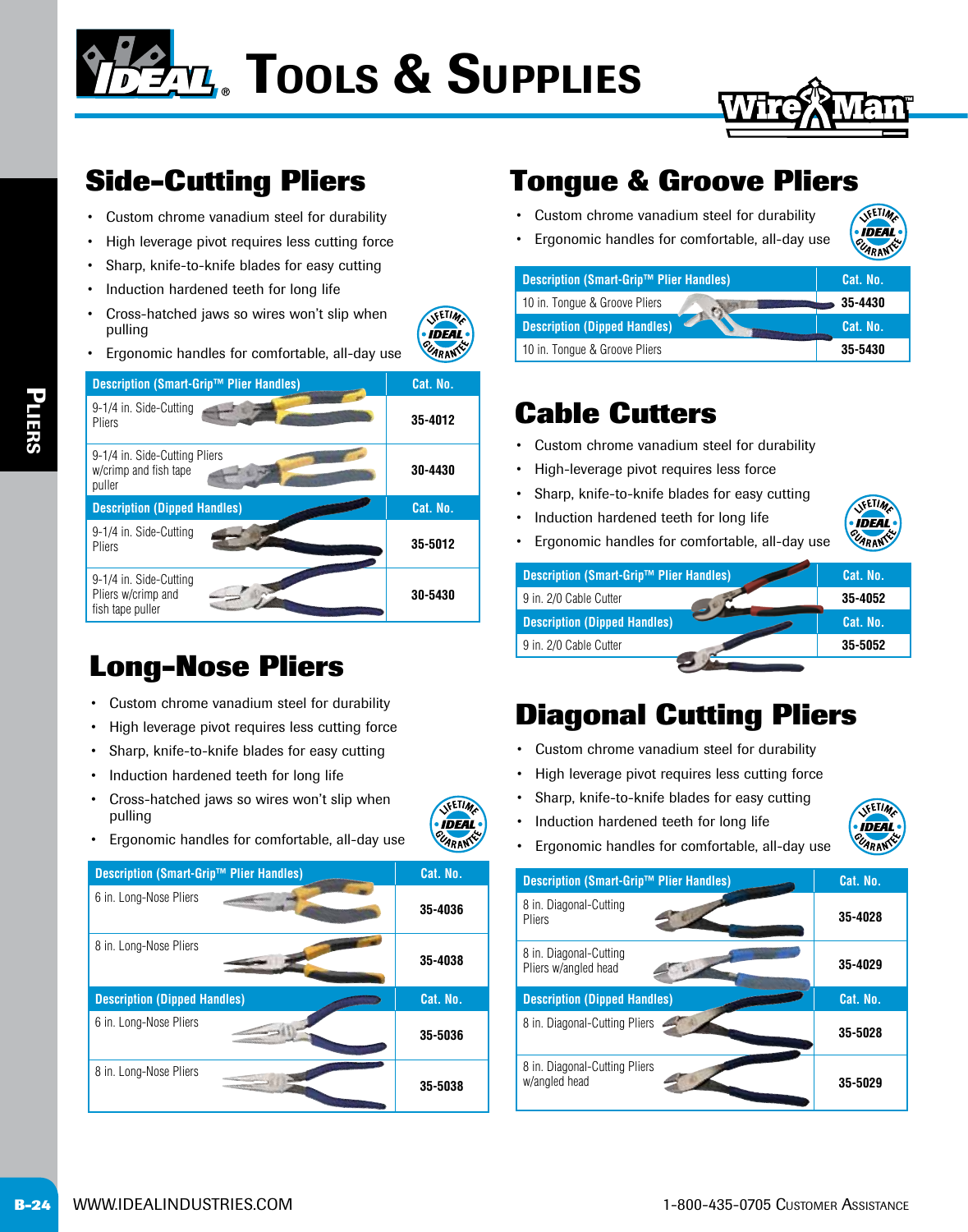# IDEAL® Tools & Supplies

Wire Man™

## Side-Cutting Pliers

- Custom chrome vanadium steel for durability
- High leverage pivot requires less cutting force
- Sharp, knife-to-knife blades for easy cutting
- Induction hardened teeth for long life
- Cross-hatched jaws so wires won't slip when pulling
- Ergonomic handles for comfortable, all-day use

LIFETIME • IDEAL • GUARANTEE

| Description (Smart-Grip™ Plier Handles) | Cat. No. |
|---|---|
| 9-1/4 in. Side-Cutting Pliers | 35-4012 |
| 9-1/4 in. Side-Cutting Pliers w/crimp and fish tape puller | 30-4430 |
| **Description (Dipped Handles)** | **Cat. No.** |
| 9-1/4 in. Side-Cutting Pliers | 35-5012 |
| 9-1/4 in. Side-Cutting Pliers w/crimp and fish tape puller | 30-5430 |

## Long-Nose Pliers

- Custom chrome vanadium steel for durability
- High leverage pivot requires less cutting force
- Sharp, knife-to-knife blades for easy cutting
- Induction hardened teeth for long life
- Cross-hatched jaws so wires won't slip when pulling
- Ergonomic handles for comfortable, all-day use

LIFETIME • IDEAL • GUARANTEE

| Description (Smart-Grip™ Plier Handles) | Cat. No. |
|---|---|
| 6 in. Long-Nose Pliers | 35-4036 |
| 8 in. Long-Nose Pliers | 35-4038 |
| **Description (Dipped Handles)** | **Cat. No.** |
| 6 in. Long-Nose Pliers | 35-5036 |
| 8 in. Long-Nose Pliers | 35-5038 |

## Tongue & Groove Pliers

- Custom chrome vanadium steel for durability
- Ergonomic handles for comfortable, all-day use

LIFETIME • IDEAL • GUARANTEE

| Description (Smart-Grip™ Plier Handles) | Cat. No. |
|---|---|
| 10 in. Tongue & Groove Pliers | 35-4430 |
| **Description (Dipped Handles)** | **Cat. No.** |
| 10 in. Tongue & Groove Pliers | 35-5430 |

## Cable Cutters

- Custom chrome vanadium steel for durability
- High-leverage pivot requires less force
- Sharp, knife-to-knife blades for easy cutting
- Induction hardened teeth for long life
- Ergonomic handles for comfortable, all-day use

LIFETIME • IDEAL • GUARANTEE

| Description (Smart-Grip™ Plier Handles) | Cat. No. |
|---|---|
| 9 in. 2/0 Cable Cutter | 35-4052 |
| **Description (Dipped Handles)** | **Cat. No.** |
| 9 in. 2/0 Cable Cutter | 35-5052 |

## Diagonal Cutting Pliers

- Custom chrome vanadium steel for durability
- High leverage pivot requires less cutting force
- Sharp, knife-to-knife blades for easy cutting
- Induction hardened teeth for long life
- Ergonomic handles for comfortable, all-day use

LIFETIME • IDEAL • GUARANTEE

| Description (Smart-Grip™ Plier Handles) | Cat. No. |
|---|---|
| 8 in. Diagonal-Cutting Pliers | 35-4028 |
| 8 in. Diagonal-Cutting Pliers w/angled head | 35-4029 |
| **Description (Dipped Handles)** | **Cat. No.** |
| 8 in. Diagonal-Cutting Pliers | 35-5028 |
| 8 in. Diagonal-Cutting Pliers w/angled head | 35-5029 |

WWW.IDEALINDUSTRIES.COM 1-800-435-0705 Customer Assistance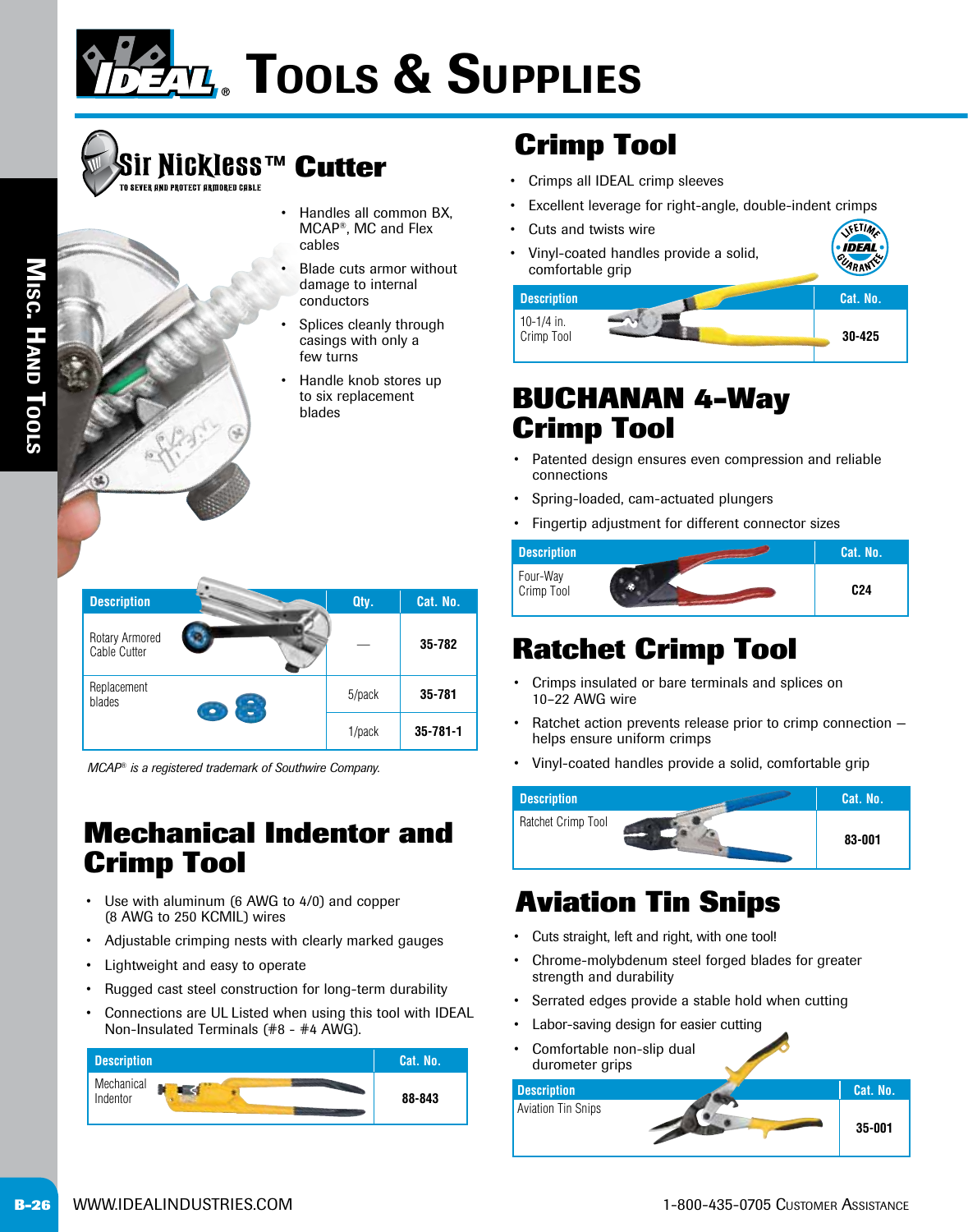# IDEAL Tools & Supplies

## Sir Nickless™ Cutter

TO SEVER AND PROTECT ARMORED CABLE

- Handles all common BX, MCAP®, MC and Flex cables
- Blade cuts armor without damage to internal conductors
- Splices cleanly through casings with only a few turns
- Handle knob stores up to six replacement blades

| Description | Qty. | Cat. No. |
|---|---|---|
| Rotary Armored Cable Cutter | — | 35-782 |
| Replacement blades | 5/pack | 35-781 |
| | 1/pack | 35-781-1 |

*MCAP® is a registered trademark of Southwire Company.*

## Mechanical Indentor and Crimp Tool

- Use with aluminum (6 AWG to 4/0) and copper (8 AWG to 250 KCMIL) wires
- Adjustable crimping nests with clearly marked gauges
- Lightweight and easy to operate
- Rugged cast steel construction for long-term durability
- Connections are UL Listed when using this tool with IDEAL Non-Insulated Terminals (#8 - #4 AWG).

| Description | Cat. No. |
|---|---|
| Mechanical Indentor | 88-843 |

## Crimp Tool

- Crimps all IDEAL crimp sleeves
- Excellent leverage for right-angle, double-indent crimps
- Cuts and twists wire
- Vinyl-coated handles provide a solid, comfortable grip

LIFETIME IDEAL GUARANTEE

| Description | Cat. No. |
|---|---|
| 10-1/4 in. Crimp Tool | 30-425 |

## BUCHANAN 4-Way Crimp Tool

- Patented design ensures even compression and reliable connections
- Spring-loaded, cam-actuated plungers
- Fingertip adjustment for different connector sizes

| Description | Cat. No. |
|---|---|
| Four-Way Crimp Tool | C24 |

## Ratchet Crimp Tool

- Crimps insulated or bare terminals and splices on 10–22 AWG wire
- Ratchet action prevents release prior to crimp connection – helps ensure uniform crimps
- Vinyl-coated handles provide a solid, comfortable grip

| Description | Cat. No. |
|---|---|
| Ratchet Crimp Tool | 83-001 |

## Aviation Tin Snips

- Cuts straight, left and right, with one tool!
- Chrome-molybdenum steel forged blades for greater strength and durability
- Serrated edges provide a stable hold when cutting
- Labor-saving design for easier cutting
- Comfortable non-slip dual durometer grips

| Description | Cat. No. |
|---|---|
| Aviation Tin Snips | 35-001 |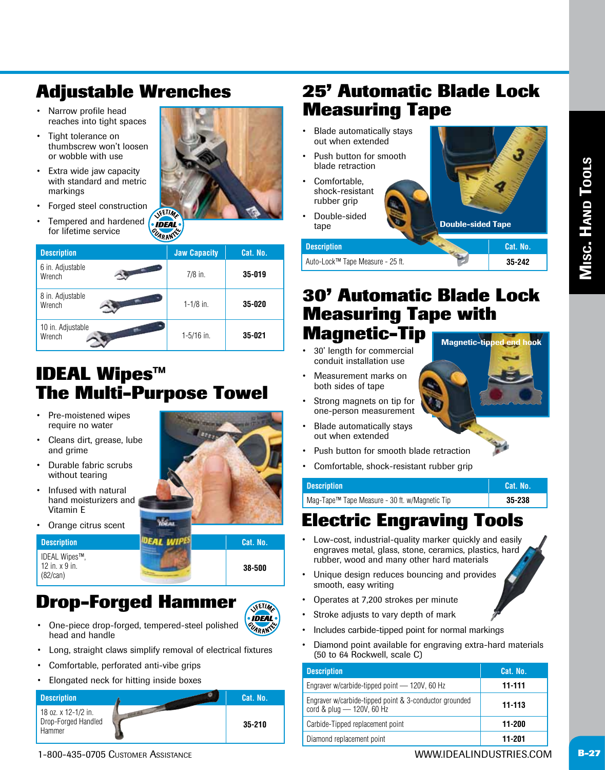## Adjustable Wrenches

- Narrow profile head reaches into tight spaces
- Tight tolerance on thumbscrew won't loosen or wobble with use
- Extra wide jaw capacity with standard and metric markings
- Forged steel construction
- Tempered and hardened for lifetime service

| Description | Jaw Capacity | Cat. No. |
|---|---|---|
| 6 in. Adjustable Wrench | 7/8 in. | **35-019** |
| 8 in. Adjustable Wrench | 1-1/8 in. | **35-020** |
| 10 in. Adjustable Wrench | 1-5/16 in. | **35-021** |

## IDEAL Wipes™ The Multi-Purpose Towel

- Pre-moistened wipes require no water
- Cleans dirt, grease, lube and grime
- Durable fabric scrubs without tearing
- Infused with natural hand moisturizers and Vitamin E
- Orange citrus scent

| Description | Cat. No. |
|---|---|
| IDEAL Wipes™, 12 in. x 9 in. (82/can) | **38-500** |

## Drop-Forged Hammer

- One-piece drop-forged, tempered-steel polished head and handle
- Long, straight claws simplify removal of electrical fixtures
- Comfortable, perforated anti-vibe grips
- Elongated neck for hitting inside boxes

| Description | Cat. No. |
|---|---|
| 18 oz. x 12-1/2 in. Drop-Forged Handled Hammer | **35-210** |

## 25' Automatic Blade Lock Measuring Tape

- Blade automatically stays out when extended
- Push button for smooth blade retraction
- Comfortable, shock-resistant rubber grip
- Double-sided tape

Double-sided Tape

| Description | Cat. No. |
|---|---|
| Auto-Lock™ Tape Measure - 25 ft. | **35-242** |

## 30' Automatic Blade Lock Measuring Tape with Magnetic-Tip

- 30' length for commercial conduit installation use
- Measurement marks on both sides of tape
- Strong magnets on tip for one-person measurement
- Blade automatically stays out when extended
- Push button for smooth blade retraction
- Comfortable, shock-resistant rubber grip

Magnetic-tipped end hook

| Description | Cat. No. |
|---|---|
| Mag-Tape™ Tape Measure - 30 ft. w/Magnetic Tip | **35-238** |

## Electric Engraving Tools

- Low-cost, industrial-quality marker quickly and easily engraves metal, glass, stone, ceramics, plastics, hard rubber, wood and many other hard materials
- Unique design reduces bouncing and provides smooth, easy writing
- Operates at 7,200 strokes per minute
- Stroke adjusts to vary depth of mark
- Includes carbide-tipped point for normal markings
- Diamond point available for engraving extra-hard materials (50 to 64 Rockwell, scale C)

| Description | Cat. No. |
|---|---|
| Engraver w/carbide-tipped point — 120V, 60 Hz | **11-111** |
| Engraver w/carbide-tipped point & 3-conductor grounded cord & plug — 120V, 60 Hz | **11-113** |
| Carbide-Tipped replacement point | **11-200** |
| Diamond replacement point | **11-201** |

1-800-435-0705 Customer Assistance

www.idealindustries.com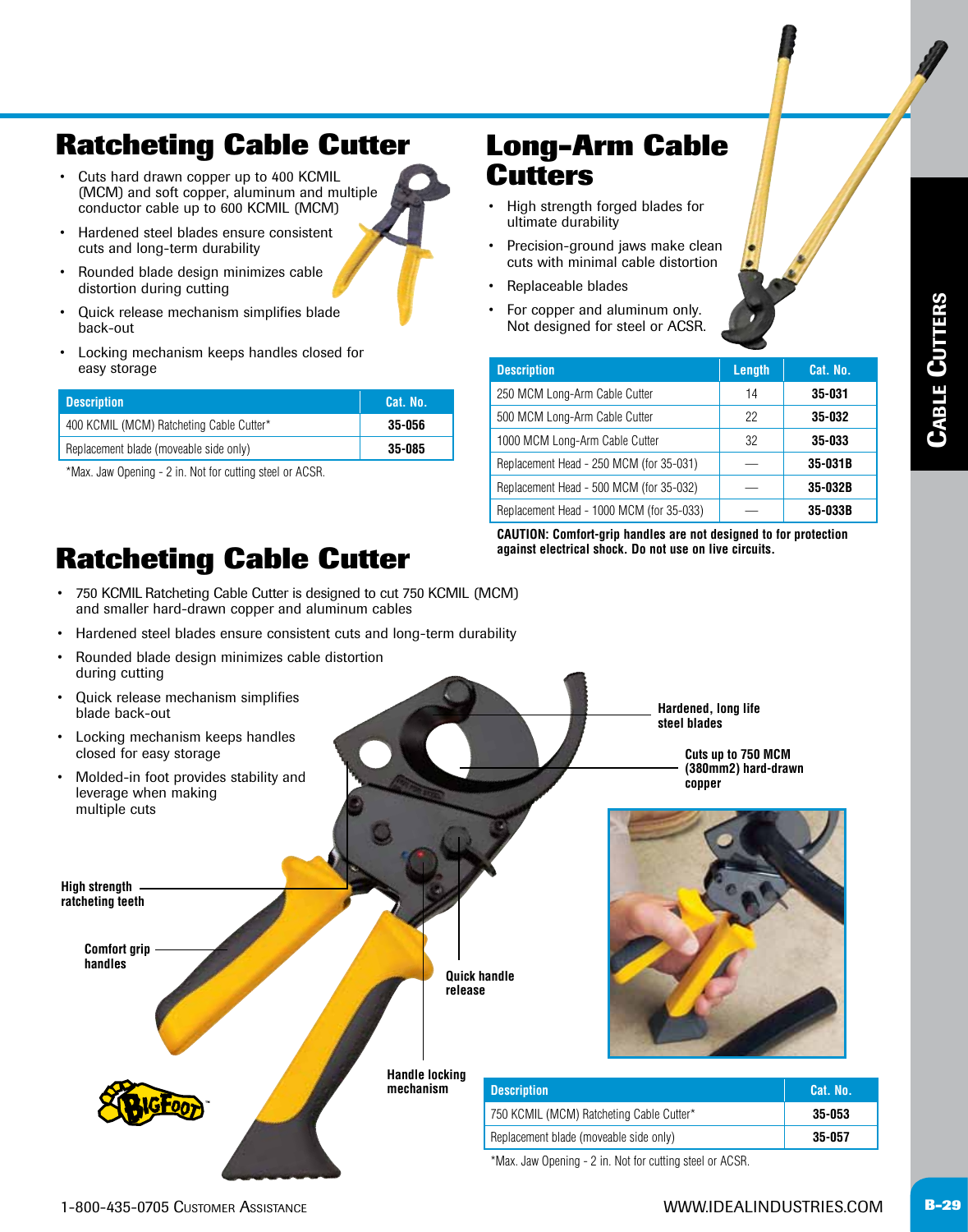## Ratcheting Cable Cutter

- Cuts hard drawn copper up to 400 KCMIL (MCM) and soft copper, aluminum and multiple conductor cable up to 600 KCMIL (MCM)
- Hardened steel blades ensure consistent cuts and long-term durability
- Rounded blade design minimizes cable distortion during cutting
- Quick release mechanism simplifies blade back-out
- Locking mechanism keeps handles closed for easy storage

| Description | Cat. No. |
|---|---|
| 400 KCMIL (MCM) Ratcheting Cable Cutter* | **35-056** |
| Replacement blade (moveable side only) | **35-085** |

*Max. Jaw Opening - 2 in. Not for cutting steel or ACSR.

## Long-Arm Cable Cutters

- High strength forged blades for ultimate durability
- Precision-ground jaws make clean cuts with minimal cable distortion
- Replaceable blades
- For copper and aluminum only. Not designed for steel or ACSR.

| Description | Length | Cat. No. |
|---|---|---|
| 250 MCM Long-Arm Cable Cutter | 14 | **35-031** |
| 500 MCM Long-Arm Cable Cutter | 22 | **35-032** |
| 1000 MCM Long-Arm Cable Cutter | 32 | **35-033** |
| Replacement Head - 250 MCM (for 35-031) | — | **35-031B** |
| Replacement Head - 500 MCM (for 35-032) | — | **35-032B** |
| Replacement Head - 1000 MCM (for 35-033) | — | **35-033B** |

**CAUTION: Comfort-grip handles are not designed to for protection against electrical shock. Do not use on live circuits.**

## Ratcheting Cable Cutter

- 750 KCMIL Ratcheting Cable Cutter is designed to cut 750 KCMIL (MCM) and smaller hard-drawn copper and aluminum cables
- Hardened steel blades ensure consistent cuts and long-term durability
- Rounded blade design minimizes cable distortion during cutting
- Quick release mechanism simplifies blade back-out
- Locking mechanism keeps handles closed for easy storage
- Molded-in foot provides stability and leverage when making multiple cuts

**Hardened, long life steel blades**

**Cuts up to 750 MCM (380mm2) hard-drawn copper**

**High strength ratcheting teeth**

**Comfort grip handles**

**Quick handle release**

**Handle locking mechanism**

| Description | Cat. No. |
|---|---|
| 750 KCMIL (MCM) Ratcheting Cable Cutter* | **35-053** |
| Replacement blade (moveable side only) | **35-057** |

*Max. Jaw Opening - 2 in. Not for cutting steel or ACSR.